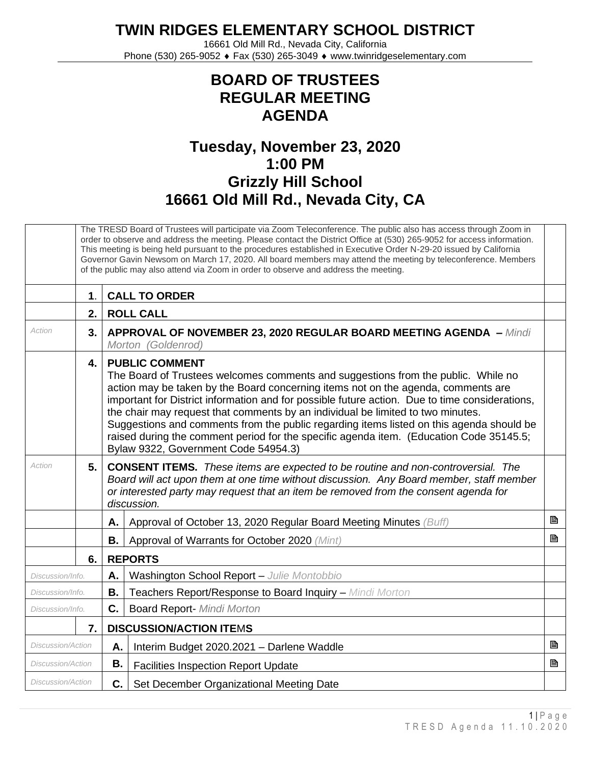# TWIN RIDGES ELEMENTARY SCHOOL DISTRICT

16661 Old Mill Rd., Nevada City, California
Phone (530) 265-9052 ♦ Fax (530) 265-3049 ♦ www.twinridgeselementary.com

## BOARD OF TRUSTEES
## REGULAR MEETING
## AGENDA

## Tuesday, November 23, 2020
## 1:00 PM
## Grizzly Hill School
## 16661 Old Mill Rd., Nevada City, CA

| | | | | |
|---|---|---|---|---|
| | The TRESD Board of Trustees will participate via Zoom Teleconference. The public also has access through Zoom in order to observe and address the meeting. Please contact the District Office at (530) 265-9052 for access information. This meeting is being held pursuant to the procedures established in Executive Order N-29-20 issued by California Governor Gavin Newsom on March 17, 2020. All board members may attend the meeting by teleconference. Members of the public may also attend via Zoom in order to observe and address the meeting. | | | |
| | **1.** | **CALL TO ORDER** | | |
| | **2.** | **ROLL CALL** | | |
| *Action* | **3.** | **APPROVAL OF NOVEMBER 23, 2020 REGULAR BOARD MEETING AGENDA –** *Mindi Morton (Goldenrod)* | | |
| | **4.** | **PUBLIC COMMENT** The Board of Trustees welcomes comments and suggestions from the public. While no action may be taken by the Board concerning items not on the agenda, comments are important for District information and for possible future action. Due to time considerations, the chair may request that comments by an individual be limited to two minutes. Suggestions and comments from the public regarding items listed on this agenda should be raised during the comment period for the specific agenda item. (Education Code 35145.5; Bylaw 9322, Government Code 54954.3) | | |
| *Action* | **5.** | **CONSENT ITEMS.** *These items are expected to be routine and non-controversial. The Board will act upon them at one time without discussion. Any Board member, staff member or interested party may request that an item be removed from the consent agenda for discussion.* | | |
| | | **A.** | Approval of October 13, 2020 Regular Board Meeting Minutes *(Buff)* | 🖹 |
| | | **B.** | Approval of Warrants for October 2020 *(Mint)* | 🖹 |
| | **6.** | **REPORTS** | | |
| *Discussion/Info.* | | **A.** | Washington School Report – *Julie Montobbio* | |
| *Discussion/Info.* | | **B.** | Teachers Report/Response to Board Inquiry – *Mindi Morton* | |
| *Discussion/Info.* | | **C.** | Board Report- *Mindi Morton* | |
| | **7.** | **DISCUSSION/ACTION ITEMS** | | |
| *Discussion/Action* | | **A.** | Interim Budget 2020.2021 – Darlene Waddle | 🖹 |
| *Discussion/Action* | | **B.** | Facilities Inspection Report Update | 🖹 |
| *Discussion/Action* | | **C.** | Set December Organizational Meeting Date | |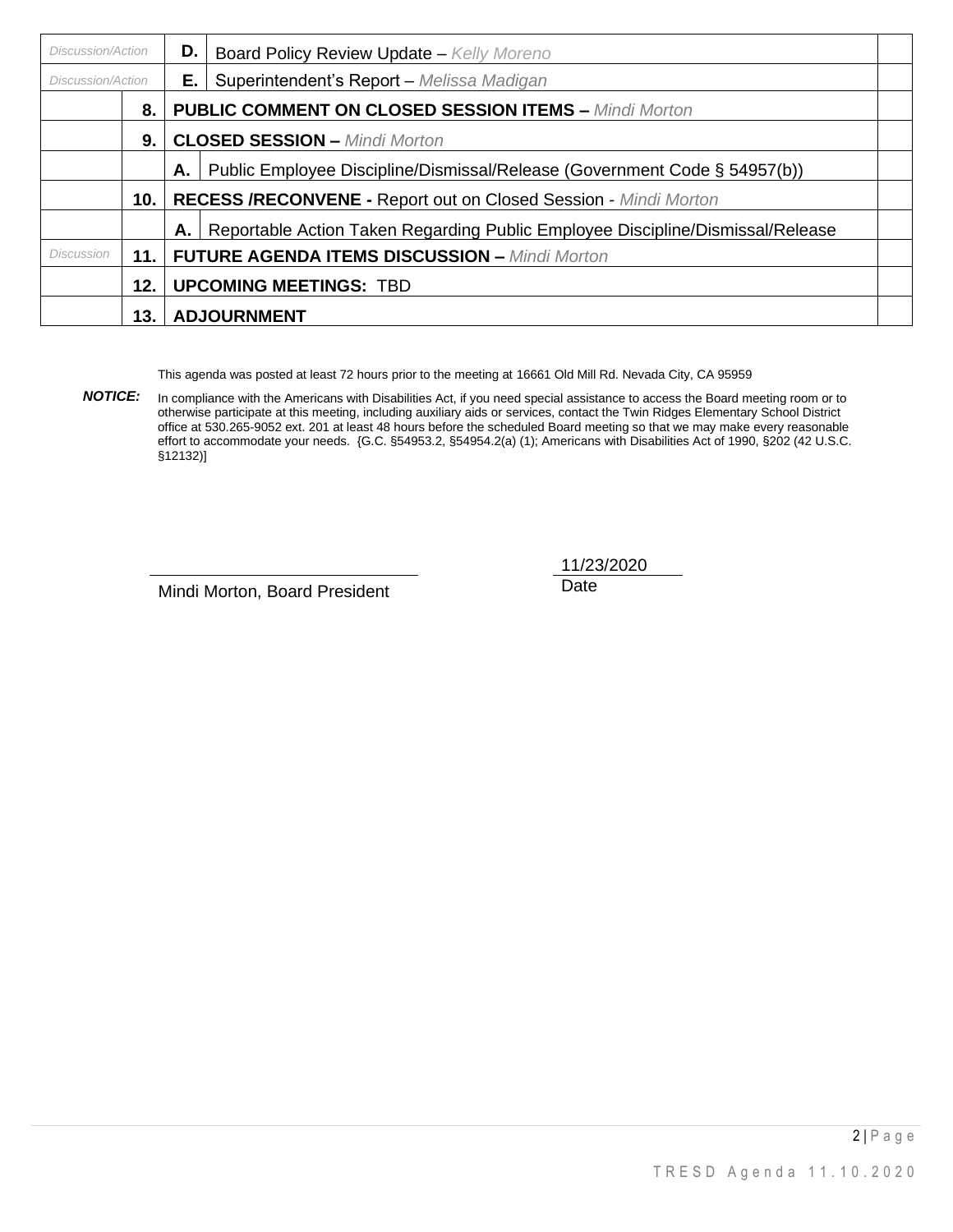| | | | | |
|---|---|---|---|---|
| *Discussion/Action* | | **D.** | Board Policy Review Update – *Kelly Moreno* | |
| *Discussion/Action* | | **E.** | Superintendent's Report – *Melissa Madigan* | |
| | **8.** | **PUBLIC COMMENT ON CLOSED SESSION ITEMS –** *Mindi Morton* | | |
| | **9.** | **CLOSED SESSION –** *Mindi Morton* | | |
| | | **A.** | Public Employee Discipline/Dismissal/Release (Government Code § 54957(b)) | |
| | **10.** | **RECESS /RECONVENE -** Report out on Closed Session - *Mindi Morton* | | |
| | | **A.** | Reportable Action Taken Regarding Public Employee Discipline/Dismissal/Release | |
| *Discussion* | **11.** | **FUTURE AGENDA ITEMS DISCUSSION –** *Mindi Morton* | | |
| | **12.** | **UPCOMING MEETINGS:** TBD | | |
| | **13.** | **ADJOURNMENT** | | |

This agenda was posted at least 72 hours prior to the meeting at 16661 Old Mill Rd. Nevada City, CA 95959

***NOTICE:*** In compliance with the Americans with Disabilities Act, if you need special assistance to access the Board meeting room or to otherwise participate at this meeting, including auxiliary aids or services, contact the Twin Ridges Elementary School District office at 530.265-9052 ext. 201 at least 48 hours before the scheduled Board meeting so that we may make every reasonable effort to accommodate your needs. {G.C. §54953.2, §54954.2(a) (1); Americans with Disabilities Act of 1990, §202 (42 U.S.C. §12132)]

Mindi Morton, Board President

11/23/2020
Date